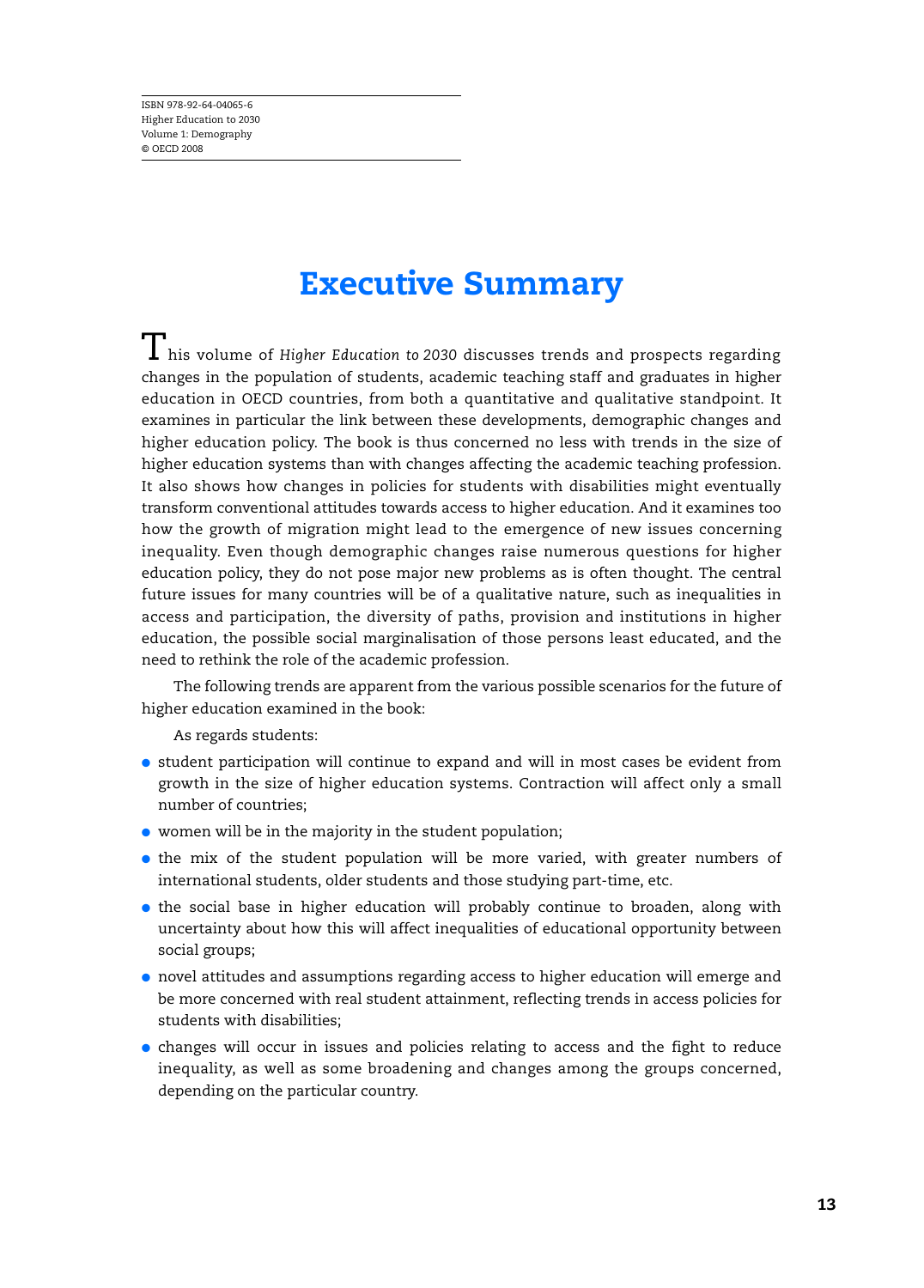ISBN 978-92-64-04065-6
Higher Education to 2030
Volume 1: Demography
© OECD 2008

# Executive Summary

This volume of *Higher Education to 2030* discusses trends and prospects regarding changes in the population of students, academic teaching staff and graduates in higher education in OECD countries, from both a quantitative and qualitative standpoint. It examines in particular the link between these developments, demographic changes and higher education policy. The book is thus concerned no less with trends in the size of higher education systems than with changes affecting the academic teaching profession. It also shows how changes in policies for students with disabilities might eventually transform conventional attitudes towards access to higher education. And it examines too how the growth of migration might lead to the emergence of new issues concerning inequality. Even though demographic changes raise numerous questions for higher education policy, they do not pose major new problems as is often thought. The central future issues for many countries will be of a qualitative nature, such as inequalities in access and participation, the diversity of paths, provision and institutions in higher education, the possible social marginalisation of those persons least educated, and the need to rethink the role of the academic profession.

The following trends are apparent from the various possible scenarios for the future of higher education examined in the book:

As regards students:

- student participation will continue to expand and will in most cases be evident from growth in the size of higher education systems. Contraction will affect only a small number of countries;
- women will be in the majority in the student population;
- the mix of the student population will be more varied, with greater numbers of international students, older students and those studying part-time, etc.
- the social base in higher education will probably continue to broaden, along with uncertainty about how this will affect inequalities of educational opportunity between social groups;
- novel attitudes and assumptions regarding access to higher education will emerge and be more concerned with real student attainment, reflecting trends in access policies for students with disabilities;
- changes will occur in issues and policies relating to access and the fight to reduce inequality, as well as some broadening and changes among the groups concerned, depending on the particular country.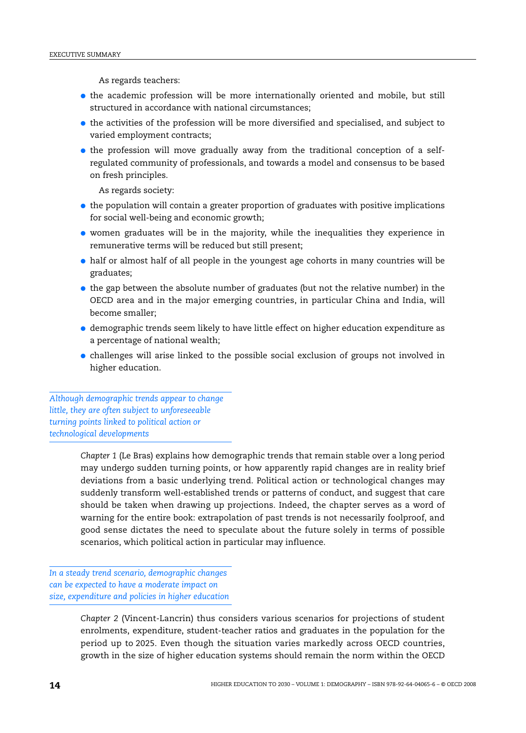As regards teachers:

- the academic profession will be more internationally oriented and mobile, but still structured in accordance with national circumstances;
- the activities of the profession will be more diversified and specialised, and subject to varied employment contracts;
- the profession will move gradually away from the traditional conception of a self-regulated community of professionals, and towards a model and consensus to be based on fresh principles.

As regards society:

- the population will contain a greater proportion of graduates with positive implications for social well-being and economic growth;
- women graduates will be in the majority, while the inequalities they experience in remunerative terms will be reduced but still present;
- half or almost half of all people in the youngest age cohorts in many countries will be graduates;
- the gap between the absolute number of graduates (but not the relative number) in the OECD area and in the major emerging countries, in particular China and India, will become smaller;
- demographic trends seem likely to have little effect on higher education expenditure as a percentage of national wealth;
- challenges will arise linked to the possible social exclusion of groups not involved in higher education.

*Although demographic trends appear to change little, they are often subject to unforeseeable turning points linked to political action or technological developments*

*Chapter 1* (Le Bras) explains how demographic trends that remain stable over a long period may undergo sudden turning points, or how apparently rapid changes are in reality brief deviations from a basic underlying trend. Political action or technological changes may suddenly transform well-established trends or patterns of conduct, and suggest that care should be taken when drawing up projections. Indeed, the chapter serves as a word of warning for the entire book: extrapolation of past trends is not necessarily foolproof, and good sense dictates the need to speculate about the future solely in terms of possible scenarios, which political action in particular may influence.

*In a steady trend scenario, demographic changes can be expected to have a moderate impact on size, expenditure and policies in higher education*

*Chapter 2* (Vincent-Lancrin) thus considers various scenarios for projections of student enrolments, expenditure, student-teacher ratios and graduates in the population for the period up to 2025. Even though the situation varies markedly across OECD countries, growth in the size of higher education systems should remain the norm within the OECD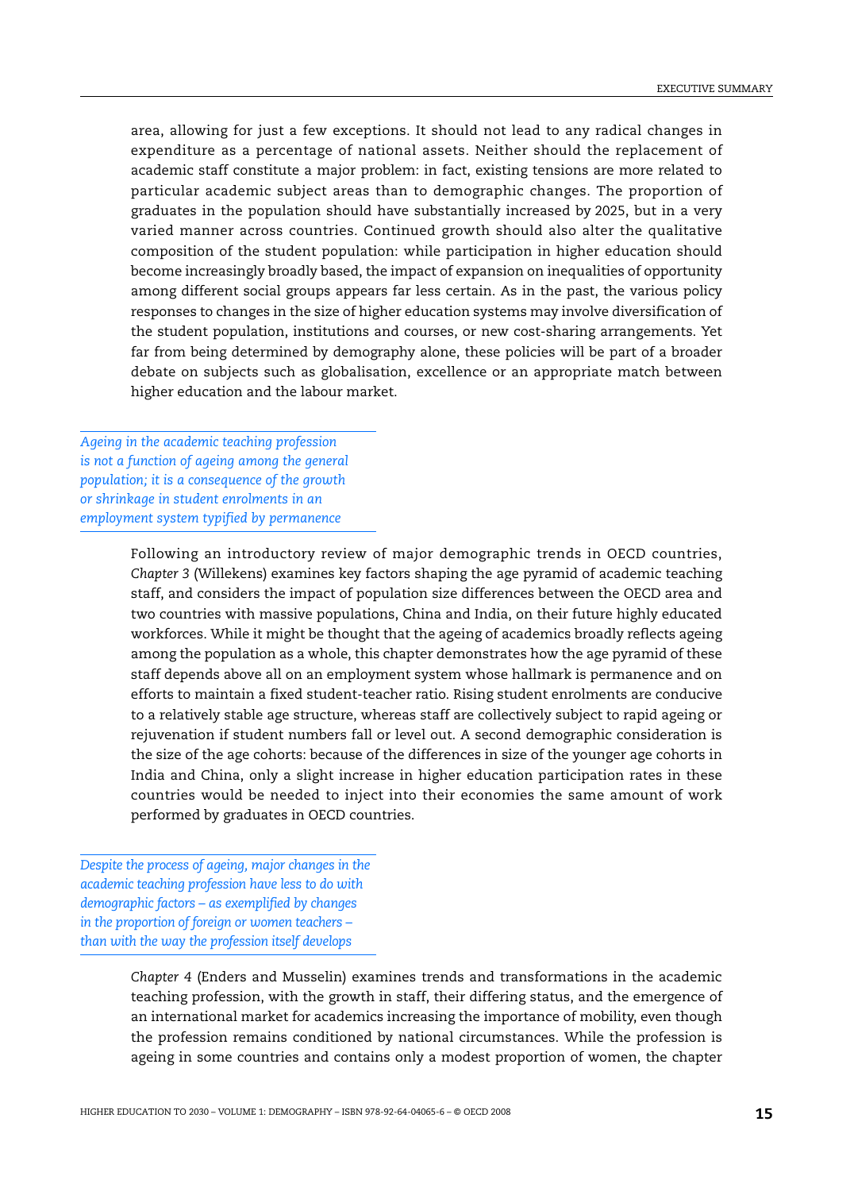area, allowing for just a few exceptions. It should not lead to any radical changes in expenditure as a percentage of national assets. Neither should the replacement of academic staff constitute a major problem: in fact, existing tensions are more related to particular academic subject areas than to demographic changes. The proportion of graduates in the population should have substantially increased by 2025, but in a very varied manner across countries. Continued growth should also alter the qualitative composition of the student population: while participation in higher education should become increasingly broadly based, the impact of expansion on inequalities of opportunity among different social groups appears far less certain. As in the past, the various policy responses to changes in the size of higher education systems may involve diversification of the student population, institutions and courses, or new cost-sharing arrangements. Yet far from being determined by demography alone, these policies will be part of a broader debate on subjects such as globalisation, excellence or an appropriate match between higher education and the labour market.

*Ageing in the academic teaching profession is not a function of ageing among the general population; it is a consequence of the growth or shrinkage in student enrolments in an employment system typified by permanence*

Following an introductory review of major demographic trends in OECD countries, *Chapter 3* (Willekens) examines key factors shaping the age pyramid of academic teaching staff, and considers the impact of population size differences between the OECD area and two countries with massive populations, China and India, on their future highly educated workforces. While it might be thought that the ageing of academics broadly reflects ageing among the population as a whole, this chapter demonstrates how the age pyramid of these staff depends above all on an employment system whose hallmark is permanence and on efforts to maintain a fixed student-teacher ratio. Rising student enrolments are conducive to a relatively stable age structure, whereas staff are collectively subject to rapid ageing or rejuvenation if student numbers fall or level out. A second demographic consideration is the size of the age cohorts: because of the differences in size of the younger age cohorts in India and China, only a slight increase in higher education participation rates in these countries would be needed to inject into their economies the same amount of work performed by graduates in OECD countries.

*Despite the process of ageing, major changes in the academic teaching profession have less to do with demographic factors – as exemplified by changes in the proportion of foreign or women teachers – than with the way the profession itself develops*

*Chapter 4* (Enders and Musselin) examines trends and transformations in the academic teaching profession, with the growth in staff, their differing status, and the emergence of an international market for academics increasing the importance of mobility, even though the profession remains conditioned by national circumstances. While the profession is ageing in some countries and contains only a modest proportion of women, the chapter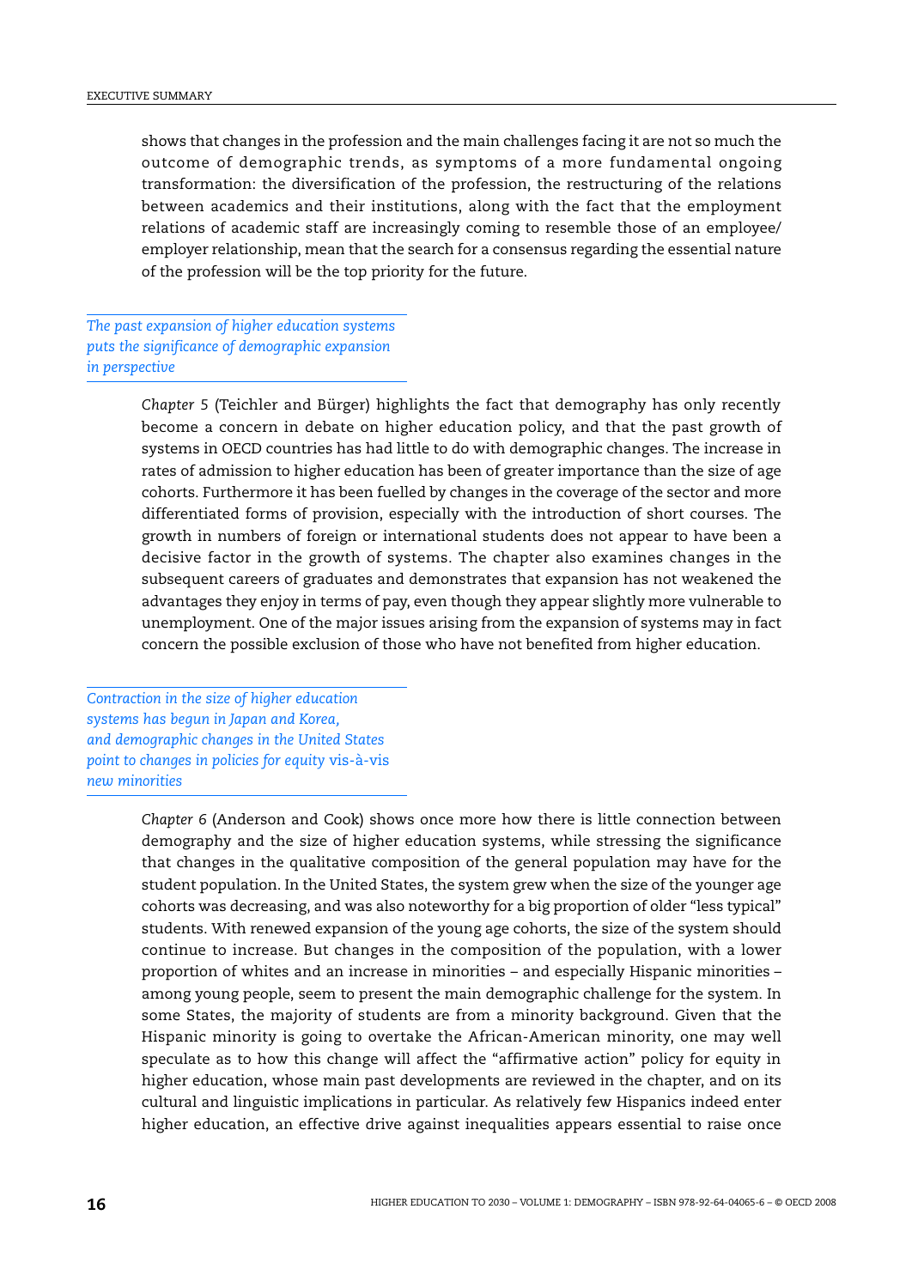shows that changes in the profession and the main challenges facing it are not so much the outcome of demographic trends, as symptoms of a more fundamental ongoing transformation: the diversification of the profession, the restructuring of the relations between academics and their institutions, along with the fact that the employment relations of academic staff are increasingly coming to resemble those of an employee/employer relationship, mean that the search for a consensus regarding the essential nature of the profession will be the top priority for the future.

*The past expansion of higher education systems puts the significance of demographic expansion in perspective*

*Chapter 5* (Teichler and Bürger) highlights the fact that demography has only recently become a concern in debate on higher education policy, and that the past growth of systems in OECD countries has had little to do with demographic changes. The increase in rates of admission to higher education has been of greater importance than the size of age cohorts. Furthermore it has been fuelled by changes in the coverage of the sector and more differentiated forms of provision, especially with the introduction of short courses. The growth in numbers of foreign or international students does not appear to have been a decisive factor in the growth of systems. The chapter also examines changes in the subsequent careers of graduates and demonstrates that expansion has not weakened the advantages they enjoy in terms of pay, even though they appear slightly more vulnerable to unemployment. One of the major issues arising from the expansion of systems may in fact concern the possible exclusion of those who have not benefited from higher education.

*Contraction in the size of higher education systems has begun in Japan and Korea, and demographic changes in the United States point to changes in policies for equity* vis-à-vis *new minorities*

*Chapter 6* (Anderson and Cook) shows once more how there is little connection between demography and the size of higher education systems, while stressing the significance that changes in the qualitative composition of the general population may have for the student population. In the United States, the system grew when the size of the younger age cohorts was decreasing, and was also noteworthy for a big proportion of older "less typical" students. With renewed expansion of the young age cohorts, the size of the system should continue to increase. But changes in the composition of the population, with a lower proportion of whites and an increase in minorities – and especially Hispanic minorities – among young people, seem to present the main demographic challenge for the system. In some States, the majority of students are from a minority background. Given that the Hispanic minority is going to overtake the African-American minority, one may well speculate as to how this change will affect the "affirmative action" policy for equity in higher education, whose main past developments are reviewed in the chapter, and on its cultural and linguistic implications in particular. As relatively few Hispanics indeed enter higher education, an effective drive against inequalities appears essential to raise once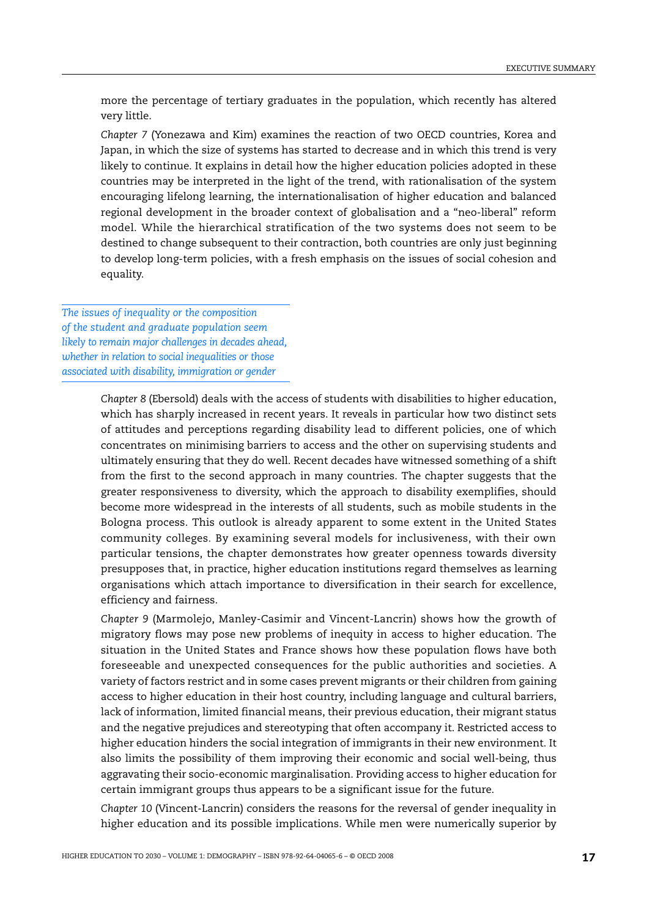more the percentage of tertiary graduates in the population, which recently has altered very little.

*Chapter 7* (Yonezawa and Kim) examines the reaction of two OECD countries, Korea and Japan, in which the size of systems has started to decrease and in which this trend is very likely to continue. It explains in detail how the higher education policies adopted in these countries may be interpreted in the light of the trend, with rationalisation of the system encouraging lifelong learning, the internationalisation of higher education and balanced regional development in the broader context of globalisation and a "neo-liberal" reform model. While the hierarchical stratification of the two systems does not seem to be destined to change subsequent to their contraction, both countries are only just beginning to develop long-term policies, with a fresh emphasis on the issues of social cohesion and equality.

*The issues of inequality or the composition of the student and graduate population seem likely to remain major challenges in decades ahead, whether in relation to social inequalities or those associated with disability, immigration or gender*

*Chapter 8* (Ebersold) deals with the access of students with disabilities to higher education, which has sharply increased in recent years. It reveals in particular how two distinct sets of attitudes and perceptions regarding disability lead to different policies, one of which concentrates on minimising barriers to access and the other on supervising students and ultimately ensuring that they do well. Recent decades have witnessed something of a shift from the first to the second approach in many countries. The chapter suggests that the greater responsiveness to diversity, which the approach to disability exemplifies, should become more widespread in the interests of all students, such as mobile students in the Bologna process. This outlook is already apparent to some extent in the United States community colleges. By examining several models for inclusiveness, with their own particular tensions, the chapter demonstrates how greater openness towards diversity presupposes that, in practice, higher education institutions regard themselves as learning organisations which attach importance to diversification in their search for excellence, efficiency and fairness.

*Chapter 9* (Marmolejo, Manley-Casimir and Vincent-Lancrin) shows how the growth of migratory flows may pose new problems of inequity in access to higher education. The situation in the United States and France shows how these population flows have both foreseeable and unexpected consequences for the public authorities and societies. A variety of factors restrict and in some cases prevent migrants or their children from gaining access to higher education in their host country, including language and cultural barriers, lack of information, limited financial means, their previous education, their migrant status and the negative prejudices and stereotyping that often accompany it. Restricted access to higher education hinders the social integration of immigrants in their new environment. It also limits the possibility of them improving their economic and social well-being, thus aggravating their socio-economic marginalisation. Providing access to higher education for certain immigrant groups thus appears to be a significant issue for the future.

*Chapter 10* (Vincent-Lancrin) considers the reasons for the reversal of gender inequality in higher education and its possible implications. While men were numerically superior by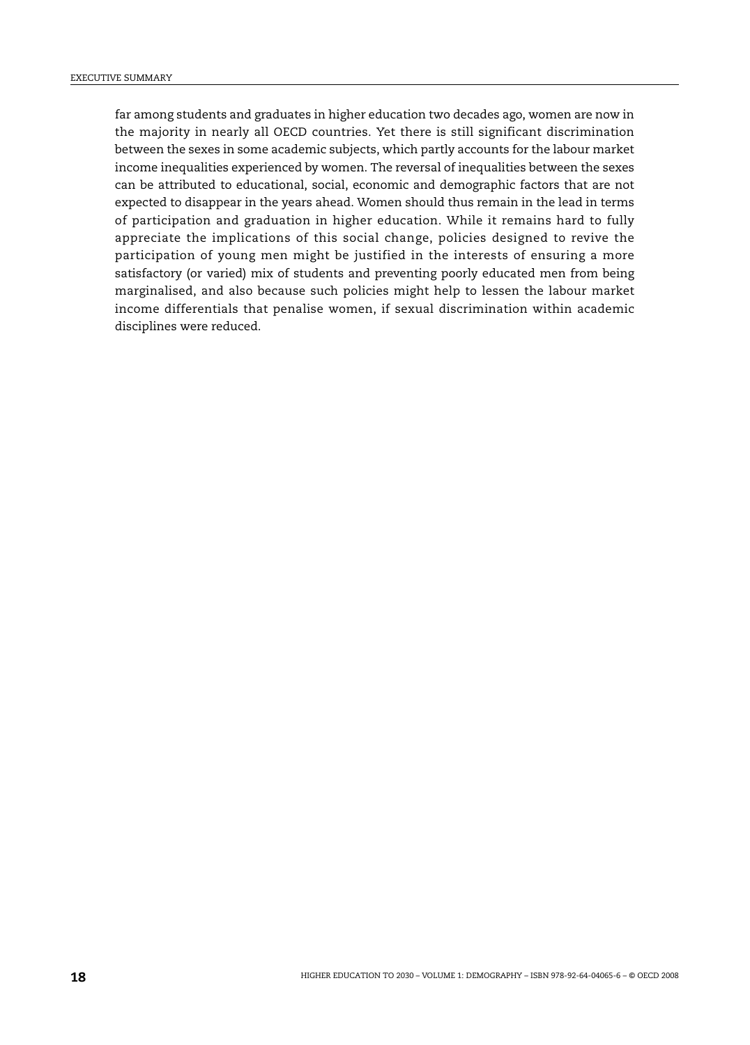far among students and graduates in higher education two decades ago, women are now in the majority in nearly all OECD countries. Yet there is still significant discrimination between the sexes in some academic subjects, which partly accounts for the labour market income inequalities experienced by women. The reversal of inequalities between the sexes can be attributed to educational, social, economic and demographic factors that are not expected to disappear in the years ahead. Women should thus remain in the lead in terms of participation and graduation in higher education. While it remains hard to fully appreciate the implications of this social change, policies designed to revive the participation of young men might be justified in the interests of ensuring a more satisfactory (or varied) mix of students and preventing poorly educated men from being marginalised, and also because such policies might help to lessen the labour market income differentials that penalise women, if sexual discrimination within academic disciplines were reduced.